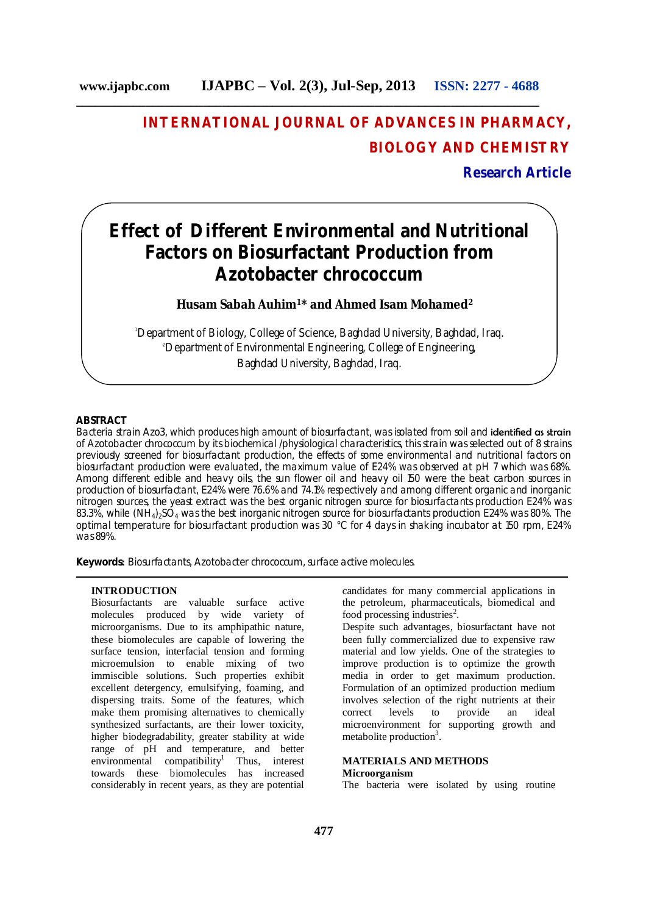# INTERNATIONAL JOURNAL OF ADVANCES IN PHARMACY, BIOLOGY AND CHEMISTRY

**Research Article**

# Effect of Different Environmental and Nutritional Factors on Biosurfactant Production from Azotobacter chrococcum

**Husam Sabah Auhim[1]* and Ahmed Isam Mohamed[2]**

[1]Department of Biology, College of Science, Baghdad University, Baghdad, Iraq.
[2]Department of Environmental Engineering, College of Engineering, Baghdad University, Baghdad, Iraq.

## ABSTRACT

Bacteria strain Azo3, which produces high amount of biosurfactant, was isolated from soil and identified as strain of Azotobacter chrococcum by its biochemical /physiological characteristics, this strain was selected out of 8 strains previously screened for biosurfactant production, the effects of some environmental and nutritional factors on biosurfactant production were evaluated, the maximum value of E24% was observed at pH 7 which was 68%. Among different edible and heavy oils, the sun flower oil and heavy oil 150 were the beat carbon sources in production of biosurfactant, E24% were 76.6% and 74.1% respectively and among different organic and inorganic nitrogen sources, the yeast extract was the best organic nitrogen source for biosurfactants production E24% was 83.3%, while $(NH_4)_2SO_4$ was the best inorganic nitrogen source for biosurfactants production E24% was 80%. The optimal temperature for biosurfactant production was 30 °C for 4 days in shaking incubator at 150 rpm, E24% was 89%.

**Keywords:** Biosurfactants, Azotobacter chrococcum, surface active molecules.

## INTRODUCTION

Biosurfactants are valuable surface active molecules produced by wide variety of microorganisms. Due to its amphipathic nature, these biomolecules are capable of lowering the surface tension, interfacial tension and forming microemulsion to enable mixing of two immiscible solutions. Such properties exhibit excellent detergency, emulsifying, foaming, and dispersing traits. Some of the features, which make them promising alternatives to chemically synthesized surfactants, are their lower toxicity, higher biodegradability, greater stability at wide range of pH and temperature, and better environmental compatibility[1] Thus, interest towards these biomolecules has increased considerably in recent years, as they are potential candidates for many commercial applications in the petroleum, pharmaceuticals, biomedical and food processing industries[2].

Despite such advantages, biosurfactant have not been fully commercialized due to expensive raw material and low yields. One of the strategies to improve production is to optimize the growth media in order to get maximum production. Formulation of an optimized production medium involves selection of the right nutrients at their correct levels to provide an ideal microenvironment for supporting growth and metabolite production[3].

## MATERIALS AND METHODS

### Microorganism

The bacteria were isolated by using routine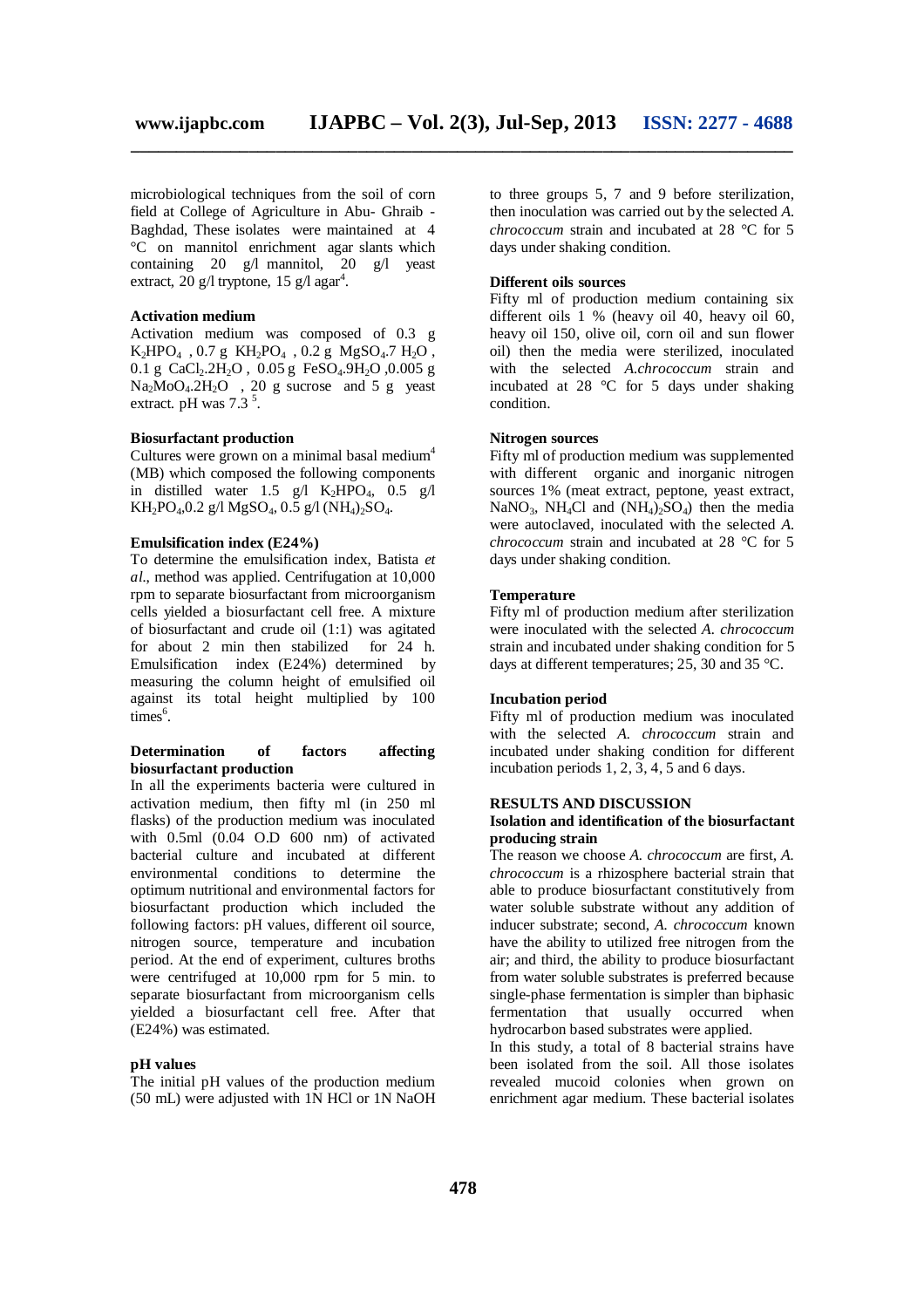microbiological techniques from the soil of corn field at College of Agriculture in Abu- Ghraib - Baghdad, These isolates were maintained at 4 °C on mannitol enrichment agar slants which containing 20 g/l mannitol, 20 g/l yeast extract, 20 g/l tryptone, 15 g/l agar[4].

### Activation medium

Activation medium was composed of 0.3 g $K_2HPO_4$ , 0.7 g $KH_2PO_4$ , 0.2 g $MgSO_4.7H_2O$ , 0.1 g $CaCl_2.2H_2O$ , 0.05 g $FeSO_4.9H_2O$ ,0.005 g $Na_2MoO_4.2H_2O$ , 20 g sucrose and 5 g yeast extract. pH was 7.3 [5].

### Biosurfactant production

Cultures were grown on a minimal basal medium[4] (MB) which composed the following components in distilled water 1.5 g/l $K_2HPO_4$, 0.5 g/l $KH_2PO_4$,0.2 g/l $MgSO_4$, 0.5 g/l $(NH_4)_2SO_4$.

### Emulsification index (E24%)

To determine the emulsification index, Batista *et al*., method was applied. Centrifugation at 10,000 rpm to separate biosurfactant from microorganism cells yielded a biosurfactant cell free. A mixture of biosurfactant and crude oil (1:1) was agitated for about 2 min then stabilized for 24 h. Emulsification index (E24%) determined by measuring the column height of emulsified oil against its total height multiplied by 100 times[6].

### Determination of factors affecting biosurfactant production

In all the experiments bacteria were cultured in activation medium, then fifty ml (in 250 ml flasks) of the production medium was inoculated with 0.5ml (0.04 O.D 600 nm) of activated bacterial culture and incubated at different environmental conditions to determine the optimum nutritional and environmental factors for biosurfactant production which included the following factors: pH values, different oil source, nitrogen source, temperature and incubation period. At the end of experiment, cultures broths were centrifuged at 10,000 rpm for 5 min. to separate biosurfactant from microorganism cells yielded a biosurfactant cell free. After that (E24%) was estimated.

### pH values

The initial pH values of the production medium (50 mL) were adjusted with 1N HCl or 1N NaOH to three groups 5, 7 and 9 before sterilization, then inoculation was carried out by the selected *A. chrococcum* strain and incubated at 28 °C for 5 days under shaking condition.

### Different oils sources

Fifty ml of production medium containing six different oils 1 % (heavy oil 40, heavy oil 60, heavy oil 150, olive oil, corn oil and sun flower oil) then the media were sterilized, inoculated with the selected *A.chrococcum* strain and incubated at 28 °C for 5 days under shaking condition.

### Nitrogen sources

Fifty ml of production medium was supplemented with different organic and inorganic nitrogen sources 1% (meat extract, peptone, yeast extract, $NaNO_3$, $NH_4Cl$ and $(NH_4)_2SO_4$) then the media were autoclaved, inoculated with the selected *A. chrococcum* strain and incubated at 28 °C for 5 days under shaking condition.

### Temperature

Fifty ml of production medium after sterilization were inoculated with the selected *A. chrococcum* strain and incubated under shaking condition for 5 days at different temperatures; 25, 30 and 35 °C.

### Incubation period

Fifty ml of production medium was inoculated with the selected *A. chrococcum* strain and incubated under shaking condition for different incubation periods 1, 2, 3, 4, 5 and 6 days.

## RESULTS AND DISCUSSION

### Isolation and identification of the biosurfactant producing strain

The reason we choose *A. chrococcum* are first, *A. chrococcum* is a rhizosphere bacterial strain that able to produce biosurfactant constitutively from water soluble substrate without any addition of inducer substrate; second, *A. chrococcum* known have the ability to utilized free nitrogen from the air; and third, the ability to produce biosurfactant from water soluble substrates is preferred because single-phase fermentation is simpler than biphasic fermentation that usually occurred when hydrocarbon based substrates were applied.

In this study, a total of 8 bacterial strains have been isolated from the soil. All those isolates revealed mucoid colonies when grown on enrichment agar medium. These bacterial isolates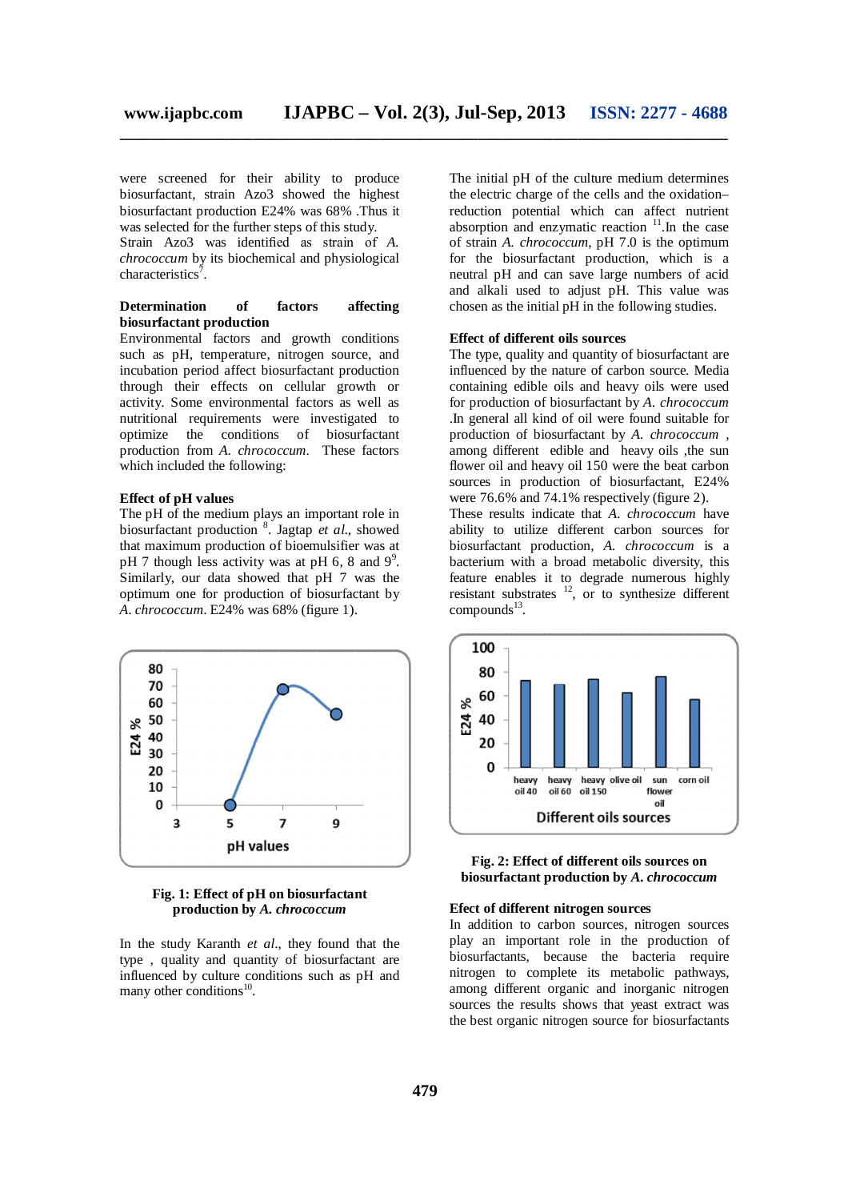were screened for their ability to produce biosurfactant, strain Azo3 showed the highest biosurfactant production E24% was 68% .Thus it was selected for the further steps of this study.

Strain Azo3 was identified as strain of *A. chrococcum* by its biochemical and physiological characteristics[7].

**Determination of factors affecting biosurfactant production**

Environmental factors and growth conditions such as pH, temperature, nitrogen source, and incubation period affect biosurfactant production through their effects on cellular growth or activity. Some environmental factors as well as nutritional requirements were investigated to optimize the conditions of biosurfactant production from *A. chrococcum*. These factors which included the following:

**Effect of pH values**

The pH of the medium plays an important role in biosurfactant production [8]. Jagtap *et al.*, showed that maximum production of bioemulsifier was at pH 7 though less activity was at pH 6, 8 and 9[9]. Similarly, our data showed that pH 7 was the optimum one for production of biosurfactant by *A. chrococcum*. E24% was 68% (figure 1).

**Fig. 1: Effect of pH on biosurfactant production by *A. chrococcum***

In the study Karanth *et al.*, they found that the type , quality and quantity of biosurfactant are influenced by culture conditions such as pH and many other conditions[10].

The initial pH of the culture medium determines the electric charge of the cells and the oxidation–reduction potential which can affect nutrient absorption and enzymatic reaction [11].In the case of strain *A. chrococcum*, pH 7.0 is the optimum for the biosurfactant production, which is a neutral pH and can save large numbers of acid and alkali used to adjust pH. This value was chosen as the initial pH in the following studies.

**Effect of different oils sources**

The type, quality and quantity of biosurfactant are influenced by the nature of carbon source. Media containing edible oils and heavy oils were used for production of biosurfactant by *A. chrococcum* .In general all kind of oil were found suitable for production of biosurfactant by *A. chrococcum* , among different edible and heavy oils ,the sun flower oil and heavy oil 150 were the beat carbon sources in production of biosurfactant, E24% were 76.6% and 74.1% respectively (figure 2).

These results indicate that *A. chrococcum* have ability to utilize different carbon sources for biosurfactant production, *A. chrococcum* is a bacterium with a broad metabolic diversity, this feature enables it to degrade numerous highly resistant substrates [12], or to synthesize different compounds[13].

**Fig. 2: Effect of different oils sources on biosurfactant production by *A. chrococcum***

**Efect of different nitrogen sources**

In addition to carbon sources, nitrogen sources play an important role in the production of biosurfactants, because the bacteria require nitrogen to complete its metabolic pathways, among different organic and inorganic nitrogen sources the results shows that yeast extract was the best organic nitrogen source for biosurfactants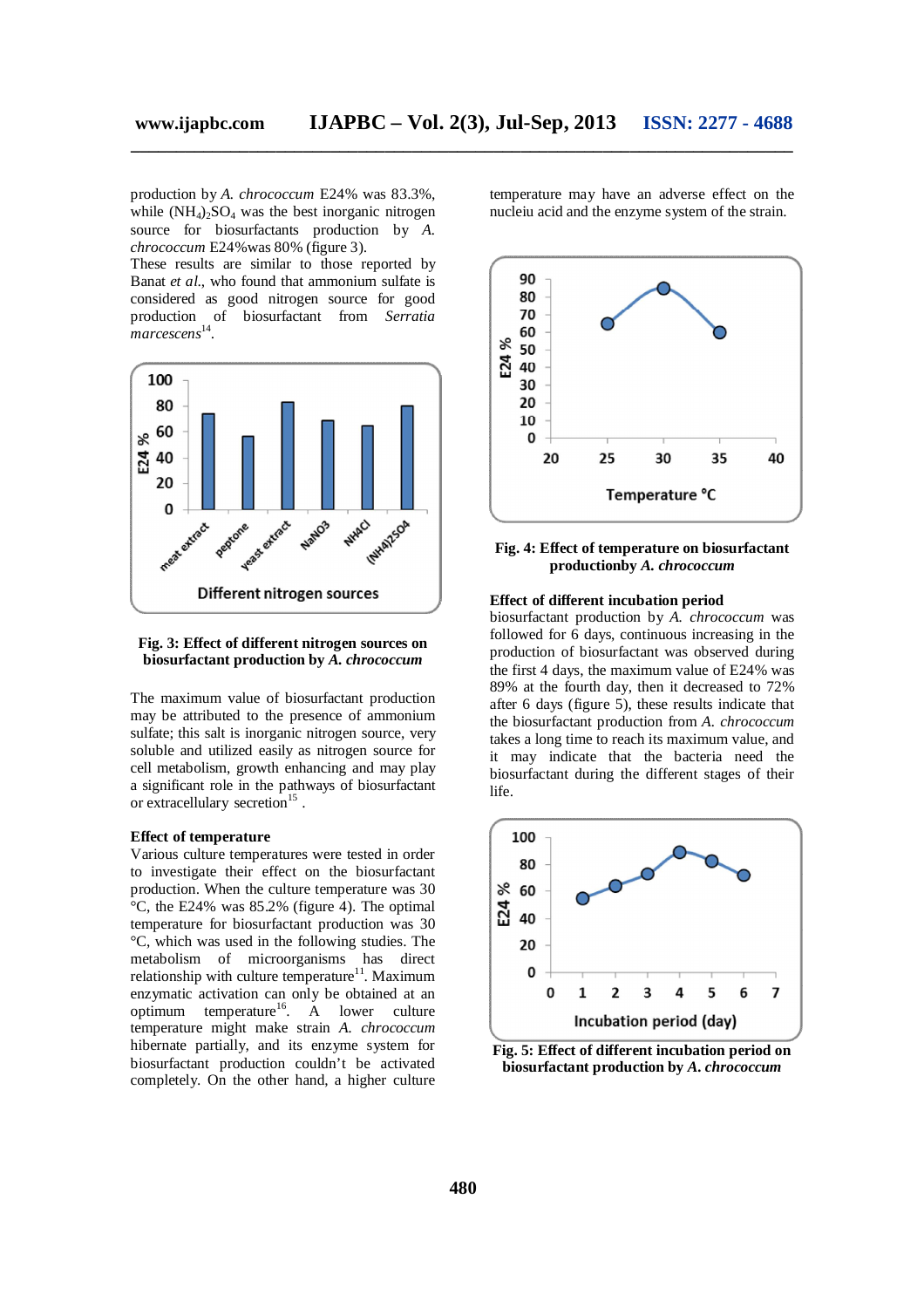production by *A. chrococcum* E24% was 83.3%, while $(NH_4)_2SO_4$ was the best inorganic nitrogen source for biosurfactants production by *A. chrococcum* E24%was 80% (figure 3).

These results are similar to those reported by Banat *et al*., who found that ammonium sulfate is considered as good nitrogen source for good production of biosurfactant from *Serratia marcescens*[14].

**Fig. 3: Effect of different nitrogen sources on biosurfactant production by *A. chrococcum***

The maximum value of biosurfactant production may be attributed to the presence of ammonium sulfate; this salt is inorganic nitrogen source, very soluble and utilized easily as nitrogen source for cell metabolism, growth enhancing and may play a significant role in the pathways of biosurfactant or extracellulary secretion[15] .

**Effect of temperature**

Various culture temperatures were tested in order to investigate their effect on the biosurfactant production. When the culture temperature was 30 °C, the E24% was 85.2% (figure 4). The optimal temperature for biosurfactant production was 30 °C, which was used in the following studies. The metabolism of microorganisms has direct relationship with culture temperature[11]. Maximum enzymatic activation can only be obtained at an optimum temperature[16]. A lower culture temperature might make strain *A. chrococcum* hibernate partially, and its enzyme system for biosurfactant production couldn't be activated completely. On the other hand, a higher culture temperature may have an adverse effect on the nucleiu acid and the enzyme system of the strain.

**Fig. 4: Effect of temperature on biosurfactant productionby *A. chrococcum***

**Effect of different incubation period**

biosurfactant production by *A. chrococcum* was followed for 6 days, continuous increasing in the production of biosurfactant was observed during the first 4 days, the maximum value of E24% was 89% at the fourth day, then it decreased to 72% after 6 days (figure 5), these results indicate that the biosurfactant production from *A. chrococcum* takes a long time to reach its maximum value, and it may indicate that the bacteria need the biosurfactant during the different stages of their life.

**Fig. 5: Effect of different incubation period on biosurfactant production by *A. chrococcum***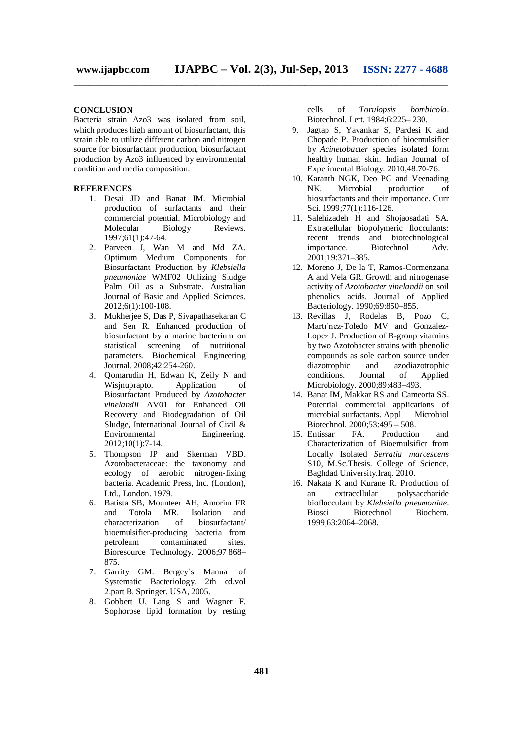## CONCLUSION

Bacteria strain Azo3 was isolated from soil, which produces high amount of biosurfactant, this strain able to utilize different carbon and nitrogen source for biosurfactant production, biosurfactant production by Azo3 influenced by environmental condition and media composition.

## REFERENCES

1. Desai JD and Banat IM. Microbial production of surfactants and their commercial potential. Microbiology and Molecular Biology Reviews. 1997;61(1):47-64.
2. Parveen J, Wan M and Md ZA. Optimum Medium Components for Biosurfactant Production by *Klebsiella pneumoniae* WMF02 Utilizing Sludge Palm Oil as a Substrate. Australian Journal of Basic and Applied Sciences. 2012;6(1):100-108.
3. Mukherjee S, Das P, Sivapathasekaran C and Sen R. Enhanced production of biosurfactant by a marine bacterium on statistical screening of nutritional parameters. Biochemical Engineering Journal. 2008;42:254-260.
4. Qomarudin H, Edwan K, Zeily N and Wisjnuprapto. Application of Biosurfactant Produced by *Azotobacter vinelandii* AV01 for Enhanced Oil Recovery and Biodegradation of Oil Sludge, International Journal of Civil & Environmental Engineering. 2012;10(1):7-14.
5. Thompson JP and Skerman VBD. Azotobacteraceae: the taxonomy and ecology of aerobic nitrogen-fixing bacteria. Academic Press, Inc. (London), Ltd., London. 1979.
6. Batista SB, Mounteer AH, Amorim FR and Totola MR. Isolation and characterization of biosurfactant/ bioemulsifier-producing bacteria from petroleum contaminated sites. Bioresource Technology. 2006;97:868–875.
7. Garrity GM. Bergey`s Manual of Systematic Bacteriology. 2th ed.vol 2.part B. Springer. USA, 2005.
8. Gobbert U, Lang S and Wagner F. Sophorose lipid formation by resting cells of *Torulopsis bombicola*. Biotechnol. Lett. 1984;6:225– 230.
9. Jagtap S, Yavankar S, Pardesi K and Chopade P. Production of bioemulsifier by *Acinetobacter* species isolated form healthy human skin. Indian Journal of Experimental Biology. 2010;48:70-76.
10. Karanth NGK, Deo PG and Veenading NK. Microbial production of biosurfactants and their importance. Curr Sci. 1999;77(1):116-126.
11. Salehizadeh H and Shojaosadati SA. Extracellular biopolymeric flocculants: recent trends and biotechnological importance. Biotechnol Adv. 2001;19:371–385.
12. Moreno J, De la T, Ramos-Cormenzana A and Vela GR. Growth and nitrogenase activity of *Azotobacter vinelandii* on soil phenolics acids. Journal of Applied Bacteriology. 1990;69:850–855.
13. Revillas J, Rodelas B, Pozo C, Martı´nez-Toledo MV and Gonzalez-Lopez J. Production of B-group vitamins by two Azotobacter strains with phenolic compounds as sole carbon source under diazotrophic and azodiazotrophic conditions. Journal of Applied Microbiology. 2000;89:483–493.
14. Banat IM, Makkar RS and Cameorta SS. Potential commercial applications of microbial surfactants. Appl Microbiol Biotechnol. 2000;53:495 – 508.
15. Entissar FA. Production and Characterization of Bioemulsifier from Locally Isolated *Serratia marcescens* S10, M.Sc.Thesis. College of Science, Baghdad University.Iraq. 2010.
16. Nakata K and Kurane R. Production of an extracellular polysaccharide bioflocculant by *Klebsiella pneumoniae*. Biosci Biotechnol Biochem. 1999;63:2064–2068.